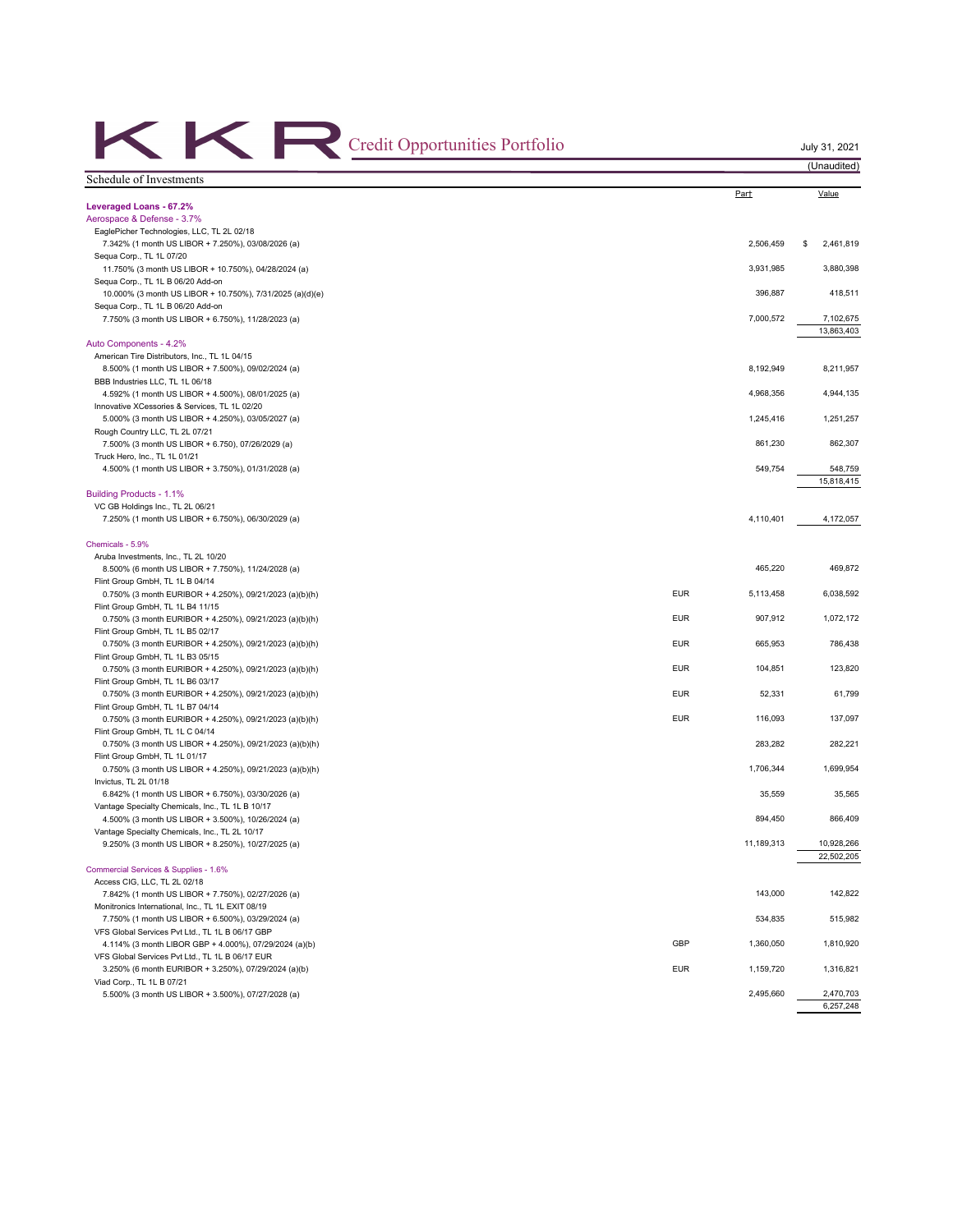# KKR Credit Opportunities Portfolio

July 31, 2021

(Unaudited)

## Schedule of Investments

| | | Par† | Value |
|---|---|---|---|
| **Leveraged Loans - 67.2%** | | | |
| Aerospace & Defense - 3.7% | | | |
| EaglePicher Technologies, LLC, TL 2L 02/18 | | | |
| 7.342% (1 month US LIBOR + 7.250%), 03/08/2026 (a) | | 2,506,459 | $ 2,461,819 |
| Sequa Corp., TL 1L 07/20 | | | |
| 11.750% (3 month US LIBOR + 10.750%), 04/28/2024 (a) | | 3,931,985 | 3,880,398 |
| Sequa Corp., TL 1L B 06/20 Add-on | | | |
| 10.000% (3 month US LIBOR + 10.750%), 7/31/2025 (a)(d)(e) | | 396,887 | 418,511 |
| Sequa Corp., TL 1L B 06/20 Add-on | | | |
| 7.750% (3 month US LIBOR + 6.750%), 11/28/2023 (a) | | 7,000,572 | 7,102,675 |
| | | | 13,863,403 |
| Auto Components - 4.2% | | | |
| American Tire Distributors, Inc., TL 1L 04/15 | | | |
| 8.500% (1 month US LIBOR + 7.500%), 09/02/2024 (a) | | 8,192,949 | 8,211,957 |
| BBB Industries LLC, TL 1L 06/18 | | | |
| 4.592% (1 month US LIBOR + 4.500%), 08/01/2025 (a) | | 4,968,356 | 4,944,135 |
| Innovative XCessories & Services, TL 1L 02/20 | | | |
| 5.000% (3 month US LIBOR + 4.250%), 03/05/2027 (a) | | 1,245,416 | 1,251,257 |
| Rough Country LLC, TL 2L 07/21 | | | |
| 7.500% (3 month US LIBOR + 6.750), 07/26/2029 (a) | | 861,230 | 862,307 |
| Truck Hero, Inc., TL 1L 01/21 | | | |
| 4.500% (1 month US LIBOR + 3.750%), 01/31/2028 (a) | | 549,754 | 548,759 |
| | | | 15,818,415 |
| Building Products - 1.1% | | | |
| VC GB Holdings Inc., TL 2L 06/21 | | | |
| 7.250% (1 month US LIBOR + 6.750%), 06/30/2029 (a) | | 4,110,401 | 4,172,057 |
| Chemicals - 5.9% | | | |
| Aruba Investments, Inc., TL 2L 10/20 | | | |
| 8.500% (6 month US LIBOR + 7.750%), 11/24/2028 (a) | | 465,220 | 469,872 |
| Flint Group GmbH, TL 1L B 04/14 | | | |
| 0.750% (3 month EURIBOR + 4.250%), 09/21/2023 (a)(b)(h) | EUR | 5,113,458 | 6,038,592 |
| Flint Group GmbH, TL 1L B4 11/15 | | | |
| 0.750% (3 month EURIBOR + 4.250%), 09/21/2023 (a)(b)(h) | EUR | 907,912 | 1,072,172 |
| Flint Group GmbH, TL 1L B5 02/17 | | | |
| 0.750% (3 month EURIBOR + 4.250%), 09/21/2023 (a)(b)(h) | EUR | 665,953 | 786,438 |
| Flint Group GmbH, TL 1L B3 05/15 | | | |
| 0.750% (3 month EURIBOR + 4.250%), 09/21/2023 (a)(b)(h) | EUR | 104,851 | 123,820 |
| Flint Group GmbH, TL 1L B6 03/17 | | | |
| 0.750% (3 month EURIBOR + 4.250%), 09/21/2023 (a)(b)(h) | EUR | 52,331 | 61,799 |
| Flint Group GmbH, TL 1L B7 04/14 | | | |
| 0.750% (3 month EURIBOR + 4.250%), 09/21/2023 (a)(b)(h) | EUR | 116,093 | 137,097 |
| Flint Group GmbH, TL 1L C 04/14 | | | |
| 0.750% (3 month US LIBOR + 4.250%), 09/21/2023 (a)(b)(h) | | 283,282 | 282,221 |
| Flint Group GmbH, TL 1L 01/17 | | | |
| 0.750% (3 month US LIBOR + 4.250%), 09/21/2023 (a)(b)(h) | | 1,706,344 | 1,699,954 |
| Invictus, TL 2L 01/18 | | | |
| 6.842% (1 month US LIBOR + 6.750%), 03/30/2026 (a) | | 35,559 | 35,565 |
| Vantage Specialty Chemicals, Inc., TL 1L B 10/17 | | | |
| 4.500% (3 month US LIBOR + 3.500%), 10/26/2024 (a) | | 894,450 | 866,409 |
| Vantage Specialty Chemicals, Inc., TL 2L 10/17 | | | |
| 9.250% (3 month US LIBOR + 8.250%), 10/27/2025 (a) | | 11,189,313 | 10,928,266 |
| | | | 22,502,205 |
| Commercial Services & Supplies - 1.6% | | | |
| Access CIG, LLC, TL 2L 02/18 | | | |
| 7.842% (1 month US LIBOR + 7.750%), 02/27/2026 (a) | | 143,000 | 142,822 |
| Monitronics International, Inc., TL 1L EXIT 08/19 | | | |
| 7.750% (1 month US LIBOR + 6.500%), 03/29/2024 (a) | | 534,835 | 515,982 |
| VFS Global Services Pvt Ltd., TL 1L B 06/17 GBP | | | |
| 4.114% (3 month LIBOR GBP + 4.000%), 07/29/2024 (a)(b) | GBP | 1,360,050 | 1,810,920 |
| VFS Global Services Pvt Ltd., TL 1L B 06/17 EUR | | | |
| 3.250% (6 month EURIBOR + 3.250%), 07/29/2024 (a)(b) | EUR | 1,159,720 | 1,316,821 |
| Viad Corp., TL 1L B 07/21 | | | |
| 5.500% (3 month US LIBOR + 3.500%), 07/27/2028 (a) | | 2,495,660 | 2,470,703 |
| | | | 6,257,248 |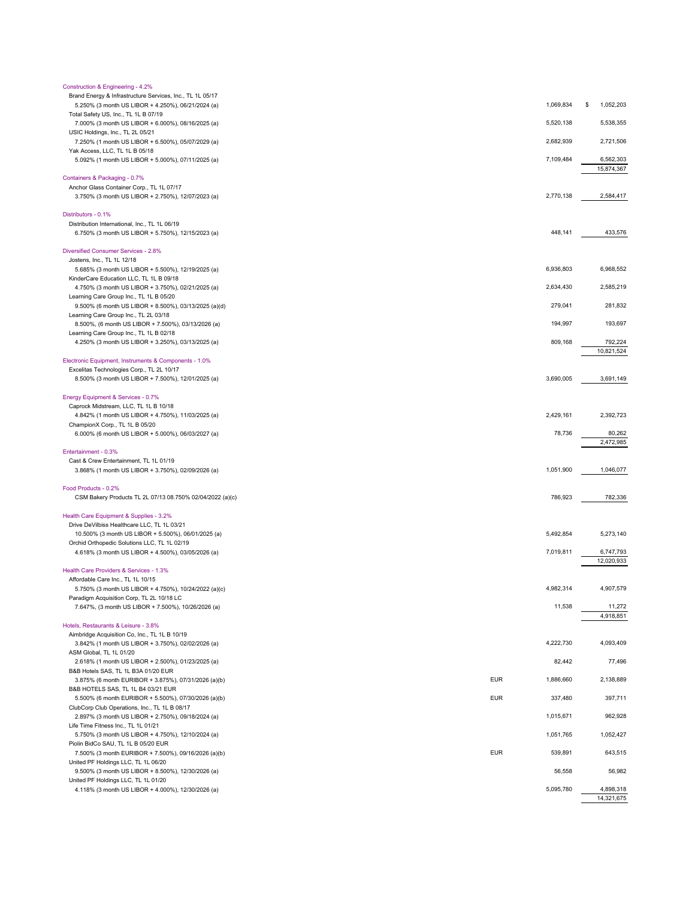| Description | Currency | Principal Amount | Value |
|---|---|---|---|
| **Construction & Engineering - 4.2%** | | | |
| Brand Energy & Infrastructure Services, Inc., TL 1L 05/17 | | | |
| 5.250% (3 month US LIBOR + 4.250%), 06/21/2024 (a) | | 1,069,834 | $ 1,052,203 |
| Total Safety US, Inc., TL 1L B 07/19 | | | |
| 7.000% (3 month US LIBOR + 6.000%), 08/16/2025 (a) | | 5,520,138 | 5,538,355 |
| USIC Holdings, Inc., TL 2L 05/21 | | | |
| 7.250% (1 month US LIBOR + 6.500%), 05/07/2029 (a) | | 2,682,939 | 2,721,506 |
| Yak Access, LLC, TL 1L B 05/18 | | | |
| 5.092% (1 month US LIBOR + 5.000%), 07/11/2025 (a) | | 7,109,484 | 6,562,303 |
| | | | 15,874,367 |
| **Containers & Packaging - 0.7%** | | | |
| Anchor Glass Container Corp., TL 1L 07/17 | | | |
| 3.750% (3 month US LIBOR + 2.750%), 12/07/2023 (a) | | 2,770,138 | 2,584,417 |
| **Distributors - 0.1%** | | | |
| Distribution International, Inc., TL 1L 06/19 | | | |
| 6.750% (3 month US LIBOR + 5.750%), 12/15/2023 (a) | | 448,141 | 433,576 |
| **Diversified Consumer Services - 2.8%** | | | |
| Jostens, Inc., TL 1L 12/18 | | | |
| 5.685% (3 month US LIBOR + 5.500%), 12/19/2025 (a) | | 6,936,803 | 6,968,552 |
| KinderCare Education LLC, TL 1L B 09/18 | | | |
| 4.750% (3 month US LIBOR + 3.750%), 02/21/2025 (a) | | 2,634,430 | 2,585,219 |
| Learning Care Group Inc., TL 1L B 05/20 | | | |
| 9.500% (6 month US LIBOR + 8.500%), 03/13/2025 (a)(d) | | 279,041 | 281,832 |
| Learning Care Group Inc., TL 2L 03/18 | | | |
| 8.500%, (6 month US LIBOR + 7.500%), 03/13/2026 (a) | | 194,997 | 193,697 |
| Learning Care Group Inc., TL 1L B 02/18 | | | |
| 4.250% (3 month US LIBOR + 3.250%), 03/13/2025 (a) | | 809,168 | 792,224 |
| | | | 10,821,524 |
| **Electronic Equipment, Instruments & Components - 1.0%** | | | |
| Excelitas Technologies Corp., TL 2L 10/17 | | | |
| 8.500% (3 month US LIBOR + 7.500%), 12/01/2025 (a) | | 3,690,005 | 3,691,149 |
| **Energy Equipment & Services - 0.7%** | | | |
| Caprock Midstream, LLC, TL 1L B 10/18 | | | |
| 4.842% (1 month US LIBOR + 4.750%), 11/03/2025 (a) | | 2,429,161 | 2,392,723 |
| ChampionX Corp., TL 1L B 05/20 | | | |
| 6.000% (6 month US LIBOR + 5.000%), 06/03/2027 (a) | | 78,736 | 80,262 |
| | | | 2,472,985 |
| **Entertainment - 0.3%** | | | |
| Cast & Crew Entertainment, TL 1L 01/19 | | | |
| 3.868% (1 month US LIBOR + 3.750%), 02/09/2026 (a) | | 1,051,900 | 1,046,077 |
| **Food Products - 0.2%** | | | |
| CSM Bakery Products TL 2L 07/13 08.750% 02/04/2022 (a)(c) | | 786,923 | 782,336 |
| **Health Care Equipment & Supplies - 3.2%** | | | |
| Drive DeVilbiss Healthcare LLC, TL 1L 03/21 | | | |
| 10.500% (3 month US LIBOR + 5.500%), 06/01/2025 (a) | | 5,492,854 | 5,273,140 |
| Orchid Orthopedic Solutions LLC, TL 1L 02/19 | | | |
| 4.618% (3 month US LIBOR + 4.500%), 03/05/2026 (a) | | 7,019,811 | 6,747,793 |
| | | | 12,020,933 |
| **Health Care Providers & Services - 1.3%** | | | |
| Affordable Care Inc., TL 1L 10/15 | | | |
| 5.750% (3 month US LIBOR + 4.750%), 10/24/2022 (a)(c) | | 4,982,314 | 4,907,579 |
| Paradigm Acquisition Corp, TL 2L 10/18 LC | | | |
| 7.647%, (3 month US LIBOR + 7.500%), 10/26/2026 (a) | | 11,538 | 11,272 |
| | | | 4,918,851 |
| **Hotels, Restaurants & Leisure - 3.8%** | | | |
| Aimbridge Acquisition Co, Inc., TL 1L B 10/19 | | | |
| 3.842% (1 month US LIBOR + 3.750%), 02/02/2026 (a) | | 4,222,730 | 4,093,409 |
| ASM Global, TL 1L 01/20 | | | |
| 2.618% (1 month US LIBOR + 2.500%), 01/23/2025 (a) | | 82,442 | 77,496 |
| B&B Hotels SAS, TL 1L B3A 01/20 EUR | | | |
| 3.875% (6 month EURIBOR + 3.875%), 07/31/2026 (a)(b) | EUR | 1,886,660 | 2,138,889 |
| B&B HOTELS SAS, TL 1L B4 03/21 EUR | | | |
| 5.500% (6 month EURIBOR + 5.500%), 07/30/2026 (a)(b) | EUR | 337,480 | 397,711 |
| ClubCorp Club Operations, Inc., TL 1L B 08/17 | | | |
| 2.897% (3 month US LIBOR + 2.750%), 09/18/2024 (a) | | 1,015,671 | 962,928 |
| Life Time Fitness Inc., TL 1L 01/21 | | | |
| 5.750% (3 month US LIBOR + 4.750%), 12/10/2024 (a) | | 1,051,765 | 1,052,427 |
| Piolin BidCo SAU, TL 1L B 05/20 EUR | | | |
| 7.500% (3 month EURIBOR + 7.500%), 09/16/2026 (a)(b) | EUR | 539,891 | 643,515 |
| United PF Holdings LLC, TL 1L 06/20 | | | |
| 9.500% (3 month US LIBOR + 8.500%), 12/30/2026 (a) | | 56,558 | 56,982 |
| United PF Holdings LLC, TL 1L 01/20 | | | |
| 4.118% (3 month US LIBOR + 4.000%), 12/30/2026 (a) | | 5,095,780 | 4,898,318 |
| | | | 14,321,675 |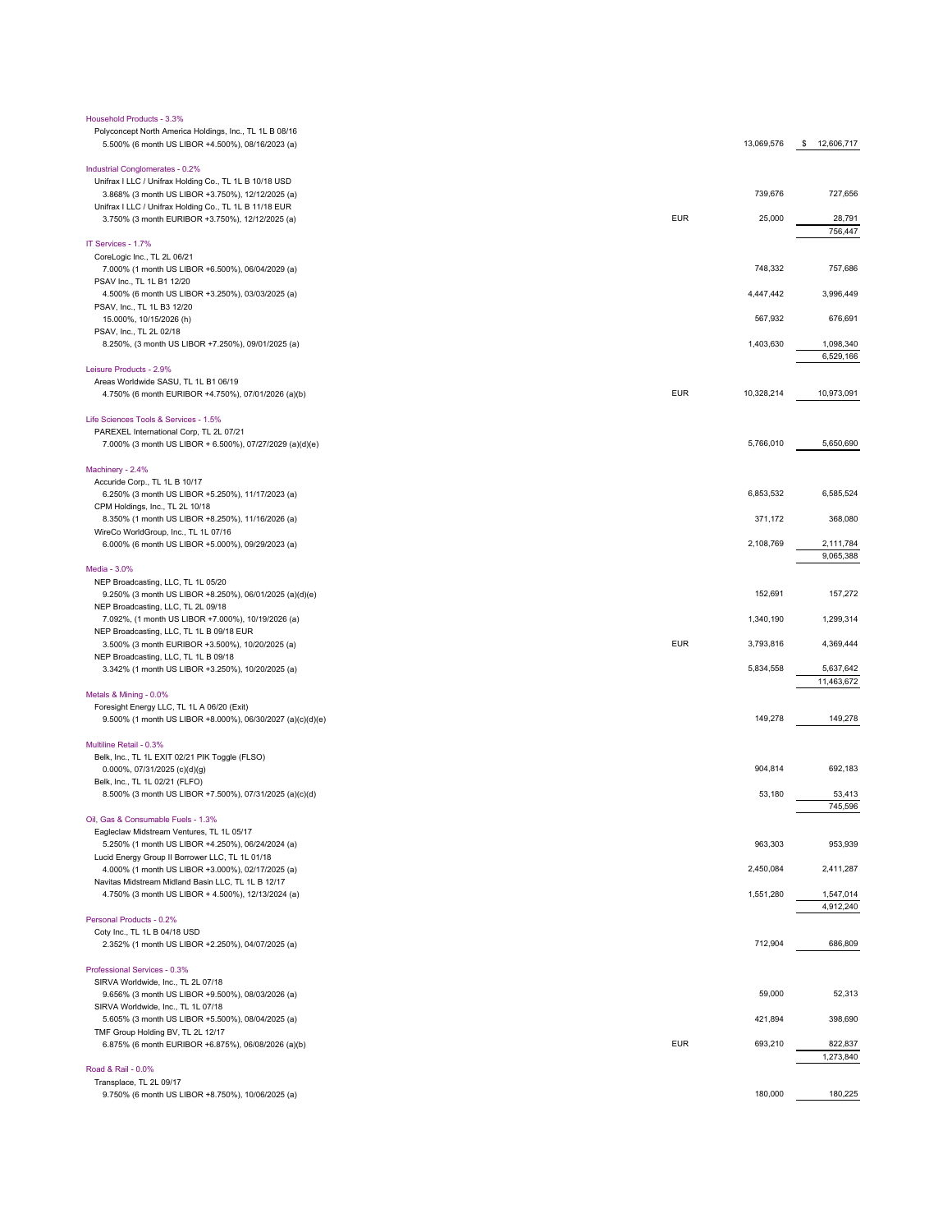| Description | Currency | Principal Amount | Value |
|---|---|---|---|
| **Household Products - 3.3%** | | | |
| Polyconcept North America Holdings, Inc., TL 1L B 08/16 | | | |
| 5.500% (6 month US LIBOR +4.500%), 08/16/2023 (a) | | 13,069,576 | $ 12,606,717 |
| **Industrial Conglomerates - 0.2%** | | | |
| Unifrax I LLC / Unifrax Holding Co., TL 1L B 10/18 USD | | | |
| 3.868% (3 month US LIBOR +3.750%), 12/12/2025 (a) | | 739,676 | 727,656 |
| Unifrax I LLC / Unifrax Holding Co., TL 1L B 11/18 EUR | | | |
| 3.750% (3 month EURIBOR +3.750%), 12/12/2025 (a) | EUR | 25,000 | 28,791 |
| | | | 756,447 |
| **IT Services - 1.7%** | | | |
| CoreLogic Inc., TL 2L 06/21 | | | |
| 7.000% (1 month US LIBOR +6.500%), 06/04/2029 (a) | | 748,332 | 757,686 |
| PSAV Inc., TL 1L B1 12/20 | | | |
| 4.500% (6 month US LIBOR +3.250%), 03/03/2025 (a) | | 4,447,442 | 3,996,449 |
| PSAV, Inc., TL 1L B3 12/20 | | | |
| 15.000%, 10/15/2026 (h) | | 567,932 | 676,691 |
| PSAV, Inc., TL 2L 02/18 | | | |
| 8.250%, (3 month US LIBOR +7.250%), 09/01/2025 (a) | | 1,403,630 | 1,098,340 |
| | | | 6,529,166 |
| **Leisure Products - 2.9%** | | | |
| Areas Worldwide SASU, TL 1L B1 06/19 | | | |
| 4.750% (6 month EURIBOR +4.750%), 07/01/2026 (a)(b) | EUR | 10,328,214 | 10,973,091 |
| **Life Sciences Tools & Services - 1.5%** | | | |
| PAREXEL International Corp, TL 2L 07/21 | | | |
| 7.000% (3 month US LIBOR + 6.500%), 07/27/2029 (a)(d)(e) | | 5,766,010 | 5,650,690 |
| **Machinery - 2.4%** | | | |
| Accuride Corp., TL 1L B 10/17 | | | |
| 6.250% (3 month US LIBOR +5.250%), 11/17/2023 (a) | | 6,853,532 | 6,585,524 |
| CPM Holdings, Inc., TL 2L 10/18 | | | |
| 8.350% (1 month US LIBOR +8.250%), 11/16/2026 (a) | | 371,172 | 368,080 |
| WireCo WorldGroup, Inc., TL 1L 07/16 | | | |
| 6.000% (6 month US LIBOR +5.000%), 09/29/2023 (a) | | 2,108,769 | 2,111,784 |
| | | | 9,065,388 |
| **Media - 3.0%** | | | |
| NEP Broadcasting, LLC, TL 1L 05/20 | | | |
| 9.250% (3 month US LIBOR +8.250%), 06/01/2025 (a)(d)(e) | | 152,691 | 157,272 |
| NEP Broadcasting, LLC, TL 2L 09/18 | | | |
| 7.092%, (1 month US LIBOR +7.000%), 10/19/2026 (a) | | 1,340,190 | 1,299,314 |
| NEP Broadcasting, LLC, TL 1L B 09/18 EUR | | | |
| 3.500% (3 month EURIBOR +3.500%), 10/20/2025 (a) | EUR | 3,793,816 | 4,369,444 |
| NEP Broadcasting, LLC, TL 1L B 09/18 | | | |
| 3.342% (1 month US LIBOR +3.250%), 10/20/2025 (a) | | 5,834,558 | 5,637,642 |
| | | | 11,463,672 |
| **Metals & Mining - 0.0%** | | | |
| Foresight Energy LLC, TL 1L A 06/20 (Exit) | | | |
| 9.500% (1 month US LIBOR +8.000%), 06/30/2027 (a)(c)(d)(e) | | 149,278 | 149,278 |
| **Multiline Retail - 0.3%** | | | |
| Belk, Inc., TL 1L EXIT 02/21 PIK Toggle (FLSO) | | | |
| 0.000%, 07/31/2025 (c)(d)(g) | | 904,814 | 692,183 |
| Belk, Inc., TL 1L 02/21 (FLFO) | | | |
| 8.500% (3 month US LIBOR +7.500%), 07/31/2025 (a)(c)(d) | | 53,180 | 53,413 |
| | | | 745,596 |
| **Oil, Gas & Consumable Fuels - 1.3%** | | | |
| Eagleclaw Midstream Ventures, TL 1L 05/17 | | | |
| 5.250% (1 month US LIBOR +4.250%), 06/24/2024 (a) | | 963,303 | 953,939 |
| Lucid Energy Group II Borrower LLC, TL 1L 01/18 | | | |
| 4.000% (1 month US LIBOR +3.000%), 02/17/2025 (a) | | 2,450,084 | 2,411,287 |
| Navitas Midstream Midland Basin LLC, TL 1L B 12/17 | | | |
| 4.750% (3 month US LIBOR + 4.500%), 12/13/2024 (a) | | 1,551,280 | 1,547,014 |
| | | | 4,912,240 |
| **Personal Products - 0.2%** | | | |
| Coty Inc., TL 1L B 04/18 USD | | | |
| 2.352% (1 month US LIBOR +2.250%), 04/07/2025 (a) | | 712,904 | 686,809 |
| **Professional Services - 0.3%** | | | |
| SIRVA Worldwide, Inc., TL 2L 07/18 | | | |
| 9.656% (3 month US LIBOR +9.500%), 08/03/2026 (a) | | 59,000 | 52,313 |
| SIRVA Worldwide, Inc., TL 1L 07/18 | | | |
| 5.605% (3 month US LIBOR +5.500%), 08/04/2025 (a) | | 421,894 | 398,690 |
| TMF Group Holding BV, TL 2L 12/17 | | | |
| 6.875% (6 month EURIBOR +6.875%), 06/08/2026 (a)(b) | EUR | 693,210 | 822,837 |
| | | | 1,273,840 |
| **Road & Rail - 0.0%** | | | |
| Transplace, TL 2L 09/17 | | | |
| 9.750% (6 month US LIBOR +8.750%), 10/06/2025 (a) | | 180,000 | 180,225 |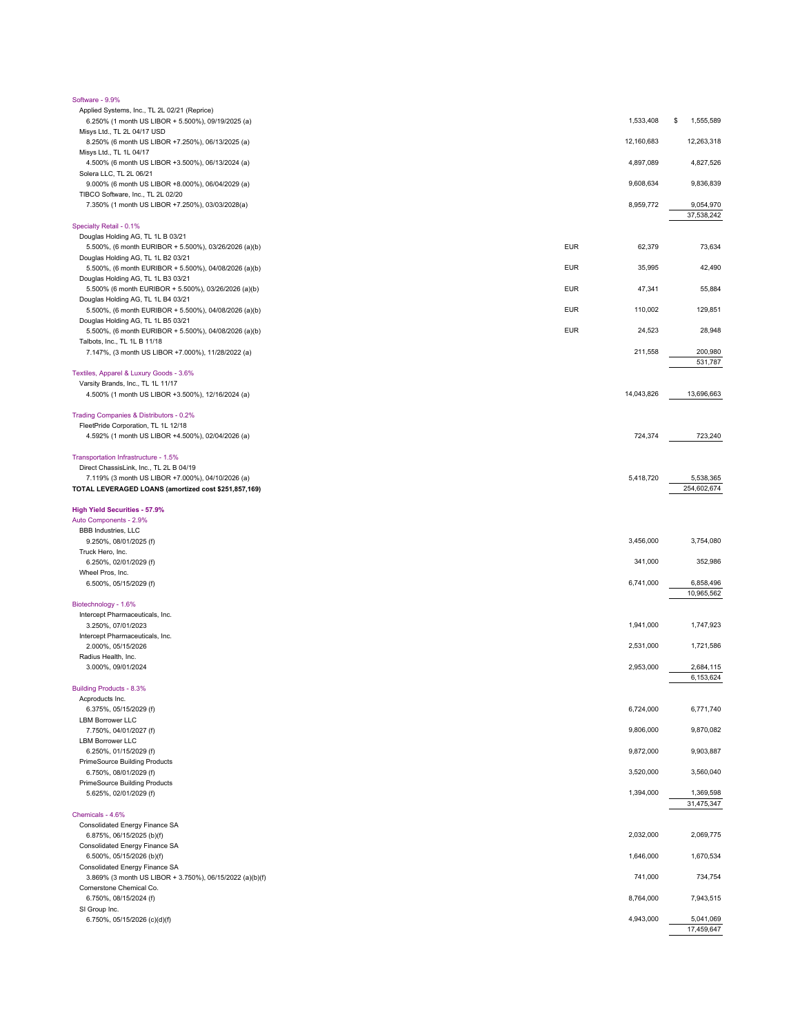| Description | Currency | Principal Amount | Value |
|---|---|---|---|
| **Software - 9.9%** | | | |
| Applied Systems, Inc., TL 2L 02/21 (Reprice) | | | |
| 6.250% (1 month US LIBOR + 5.500%), 09/19/2025 (a) | | 1,533,408 | $ 1,555,589 |
| Misys Ltd., TL 2L 04/17 USD | | | |
| 8.250% (6 month US LIBOR +7.250%), 06/13/2025 (a) | | 12,160,683 | 12,263,318 |
| Misys Ltd., TL 1L 04/17 | | | |
| 4.500% (6 month US LIBOR +3.500%), 06/13/2024 (a) | | 4,897,089 | 4,827,526 |
| Solera LLC, TL 2L 06/21 | | | |
| 9.000% (6 month US LIBOR +8.000%), 06/04/2029 (a) | | 9,608,634 | 9,836,839 |
| TIBCO Software, Inc., TL 2L 02/20 | | | |
| 7.350% (1 month US LIBOR +7.250%), 03/03/2028(a) | | 8,959,772 | 9,054,970 |
| | | | 37,538,242 |
| **Specialty Retail - 0.1%** | | | |
| Douglas Holding AG, TL 1L B 03/21 | | | |
| 5.500%, (6 month EURIBOR + 5.500%), 03/26/2026 (a)(b) | EUR | 62,379 | 73,634 |
| Douglas Holding AG, TL 1L B2 03/21 | | | |
| 5.500%, (6 month EURIBOR + 5.500%), 04/08/2026 (a)(b) | EUR | 35,995 | 42,490 |
| Douglas Holding AG, TL 1L B3 03/21 | | | |
| 5.500% (6 month EURIBOR + 5.500%), 03/26/2026 (a)(b) | EUR | 47,341 | 55,884 |
| Douglas Holding AG, TL 1L B4 03/21 | | | |
| 5.500%, (6 month EURIBOR + 5.500%), 04/08/2026 (a)(b) | EUR | 110,002 | 129,851 |
| Douglas Holding AG, TL 1L B5 03/21 | | | |
| 5.500%, (6 month EURIBOR + 5.500%), 04/08/2026 (a)(b) | EUR | 24,523 | 28,948 |
| Talbots, Inc., TL 1L B 11/18 | | | |
| 7.147%, (3 month US LIBOR +7.000%), 11/28/2022 (a) | | 211,558 | 200,980 |
| | | | 531,787 |
| **Textiles, Apparel & Luxury Goods - 3.6%** | | | |
| Varsity Brands, Inc., TL 1L 11/17 | | | |
| 4.500% (1 month US LIBOR +3.500%), 12/16/2024 (a) | | 14,043,826 | 13,696,663 |
| **Trading Companies & Distributors - 0.2%** | | | |
| FleetPride Corporation, TL 1L 12/18 | | | |
| 4.592% (1 month US LIBOR +4.500%), 02/04/2026 (a) | | 724,374 | 723,240 |
| **Transportation Infrastructure - 1.5%** | | | |
| Direct ChassisLink, Inc., TL 2L B 04/19 | | | |
| 7.119% (3 month US LIBOR +7.000%), 04/10/2026 (a) | | 5,418,720 | 5,538,365 |
| **TOTAL LEVERAGED LOANS (amortized cost $251,857,169)** | | | 254,602,674 |
| **High Yield Securities - 57.9%** | | | |
| **Auto Components - 2.9%** | | | |
| BBB Industries, LLC | | | |
| 9.250%, 08/01/2025 (f) | | 3,456,000 | 3,754,080 |
| Truck Hero, Inc. | | | |
| 6.250%, 02/01/2029 (f) | | 341,000 | 352,986 |
| Wheel Pros, Inc. | | | |
| 6.500%, 05/15/2029 (f) | | 6,741,000 | 6,858,496 |
| | | | 10,965,562 |
| **Biotechnology - 1.6%** | | | |
| Intercept Pharmaceuticals, Inc. | | | |
| 3.250%, 07/01/2023 | | 1,941,000 | 1,747,923 |
| Intercept Pharmaceuticals, Inc. | | | |
| 2.000%, 05/15/2026 | | 2,531,000 | 1,721,586 |
| Radius Health, Inc. | | | |
| 3.000%, 09/01/2024 | | 2,953,000 | 2,684,115 |
| | | | 6,153,624 |
| **Building Products - 8.3%** | | | |
| Acproducts Inc. | | | |
| 6.375%, 05/15/2029 (f) | | 6,724,000 | 6,771,740 |
| LBM Borrower LLC | | | |
| 7.750%, 04/01/2027 (f) | | 9,806,000 | 9,870,082 |
| LBM Borrower LLC | | | |
| 6.250%, 01/15/2029 (f) | | 9,872,000 | 9,903,887 |
| PrimeSource Building Products | | | |
| 6.750%, 08/01/2029 (f) | | 3,520,000 | 3,560,040 |
| PrimeSource Building Products | | | |
| 5.625%, 02/01/2029 (f) | | 1,394,000 | 1,369,598 |
| | | | 31,475,347 |
| **Chemicals - 4.6%** | | | |
| Consolidated Energy Finance SA | | | |
| 6.875%, 06/15/2025 (b)(f) | | 2,032,000 | 2,069,775 |
| Consolidated Energy Finance SA | | | |
| 6.500%, 05/15/2026 (b)(f) | | 1,646,000 | 1,670,534 |
| Consolidated Energy Finance SA | | | |
| 3.869% (3 month US LIBOR + 3.750%), 06/15/2022 (a)(b)(f) | | 741,000 | 734,754 |
| Cornerstone Chemical Co. | | | |
| 6.750%, 08/15/2024 (f) | | 8,764,000 | 7,943,515 |
| SI Group Inc. | | | |
| 6.750%, 05/15/2026 (c)(d)(f) | | 4,943,000 | 5,041,069 |
| | | | 17,459,647 |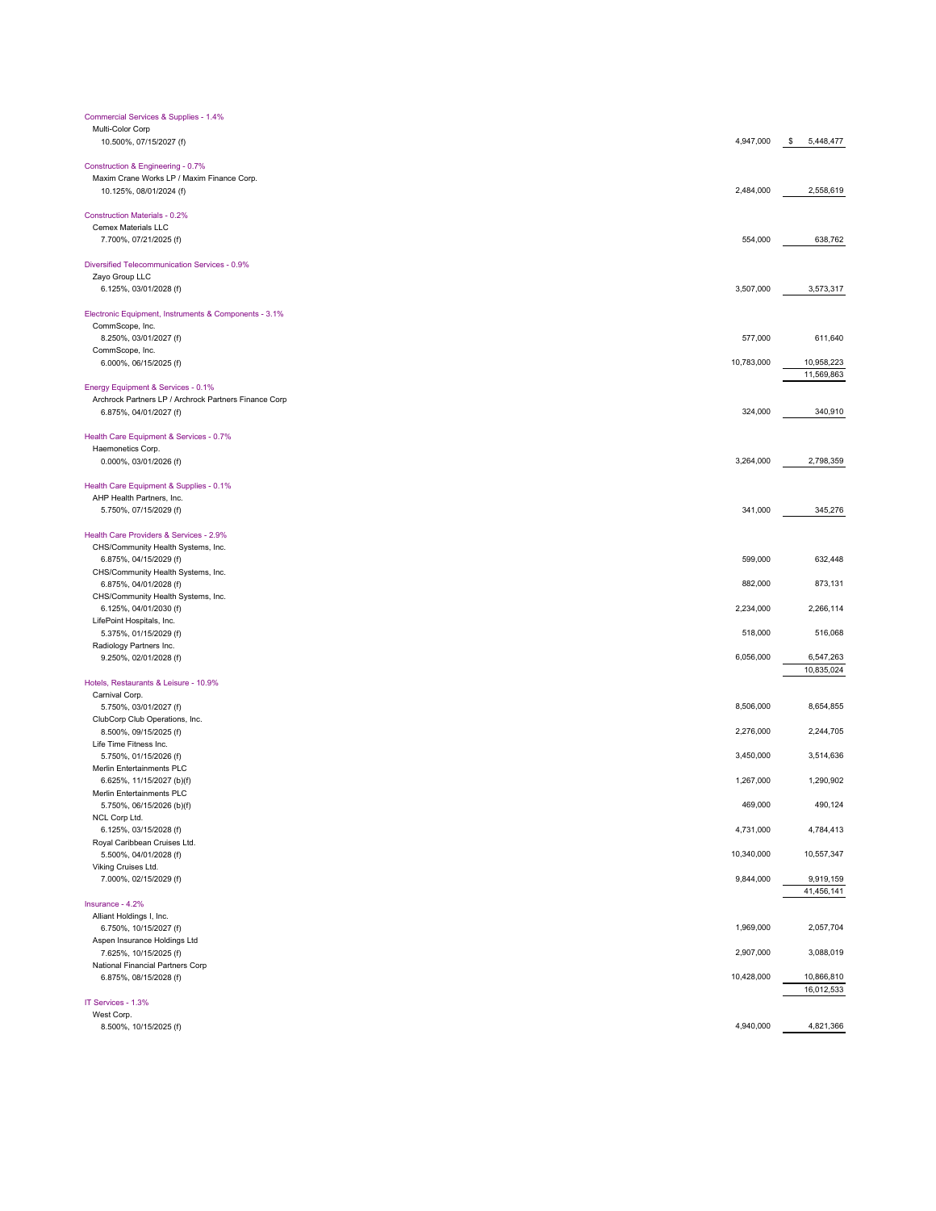| Security | Principal Amount | Value |
|---|---|---|
| **Commercial Services & Supplies - 1.4%** | | |
| Multi-Color Corp | | |
| 10.500%, 07/15/2027 (f) | 4,947,000 | $ 5,448,477 |
| **Construction & Engineering - 0.7%** | | |
| Maxim Crane Works LP / Maxim Finance Corp. | | |
| 10.125%, 08/01/2024 (f) | 2,484,000 | 2,558,619 |
| **Construction Materials - 0.2%** | | |
| Cemex Materials LLC | | |
| 7.700%, 07/21/2025 (f) | 554,000 | 638,762 |
| **Diversified Telecommunication Services - 0.9%** | | |
| Zayo Group LLC | | |
| 6.125%, 03/01/2028 (f) | 3,507,000 | 3,573,317 |
| **Electronic Equipment, Instruments & Components - 3.1%** | | |
| CommScope, Inc. | | |
| 8.250%, 03/01/2027 (f) | 577,000 | 611,640 |
| CommScope, Inc. | | |
| 6.000%, 06/15/2025 (f) | 10,783,000 | 10,958,223 |
| | | 11,569,863 |
| **Energy Equipment & Services - 0.1%** | | |
| Archrock Partners LP / Archrock Partners Finance Corp | | |
| 6.875%, 04/01/2027 (f) | 324,000 | 340,910 |
| **Health Care Equipment & Services - 0.7%** | | |
| Haemonetics Corp. | | |
| 0.000%, 03/01/2026 (f) | 3,264,000 | 2,798,359 |
| **Health Care Equipment & Supplies - 0.1%** | | |
| AHP Health Partners, Inc. | | |
| 5.750%, 07/15/2029 (f) | 341,000 | 345,276 |
| **Health Care Providers & Services - 2.9%** | | |
| CHS/Community Health Systems, Inc. | | |
| 6.875%, 04/15/2029 (f) | 599,000 | 632,448 |
| CHS/Community Health Systems, Inc. | | |
| 6.875%, 04/01/2028 (f) | 882,000 | 873,131 |
| CHS/Community Health Systems, Inc. | | |
| 6.125%, 04/01/2030 (f) | 2,234,000 | 2,266,114 |
| LifePoint Hospitals, Inc. | | |
| 5.375%, 01/15/2029 (f) | 518,000 | 516,068 |
| Radiology Partners Inc. | | |
| 9.250%, 02/01/2028 (f) | 6,056,000 | 6,547,263 |
| | | 10,835,024 |
| **Hotels, Restaurants & Leisure - 10.9%** | | |
| Carnival Corp. | | |
| 5.750%, 03/01/2027 (f) | 8,506,000 | 8,654,855 |
| ClubCorp Club Operations, Inc. | | |
| 8.500%, 09/15/2025 (f) | 2,276,000 | 2,244,705 |
| Life Time Fitness Inc. | | |
| 5.750%, 01/15/2026 (f) | 3,450,000 | 3,514,636 |
| Merlin Entertainments PLC | | |
| 6.625%, 11/15/2027 (b)(f) | 1,267,000 | 1,290,902 |
| Merlin Entertainments PLC | | |
| 5.750%, 06/15/2026 (b)(f) | 469,000 | 490,124 |
| NCL Corp Ltd. | | |
| 6.125%, 03/15/2028 (f) | 4,731,000 | 4,784,413 |
| Royal Caribbean Cruises Ltd. | | |
| 5.500%, 04/01/2028 (f) | 10,340,000 | 10,557,347 |
| Viking Cruises Ltd. | | |
| 7.000%, 02/15/2029 (f) | 9,844,000 | 9,919,159 |
| | | 41,456,141 |
| **Insurance - 4.2%** | | |
| Alliant Holdings I, Inc. | | |
| 6.750%, 10/15/2027 (f) | 1,969,000 | 2,057,704 |
| Aspen Insurance Holdings Ltd | | |
| 7.625%, 10/15/2025 (f) | 2,907,000 | 3,088,019 |
| National Financial Partners Corp | | |
| 6.875%, 08/15/2028 (f) | 10,428,000 | 10,866,810 |
| | | 16,012,533 |
| **IT Services - 1.3%** | | |
| West Corp. | | |
| 8.500%, 10/15/2025 (f) | 4,940,000 | 4,821,366 |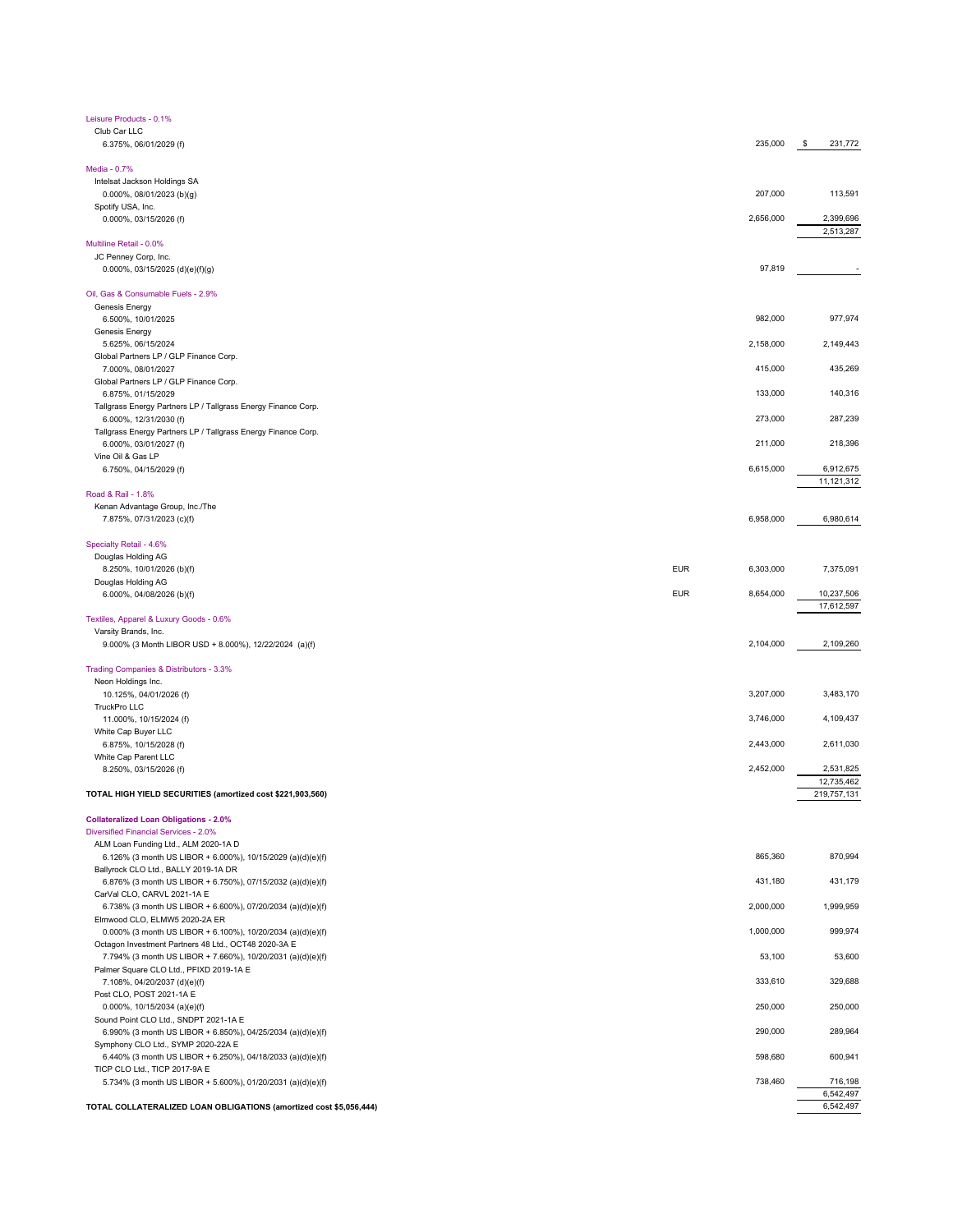| Description | Currency | Principal Amount | Value |
|---|---|---|---|
| **Leisure Products - 0.1%** | | | |
| Club Car LLC | | | |
| 6.375%, 06/01/2029 (f) | | 235,000 | $ 231,772 |
| **Media - 0.7%** | | | |
| Intelsat Jackson Holdings SA | | | |
| 0.000%, 08/01/2023 (b)(g) | | 207,000 | 113,591 |
| Spotify USA, Inc. | | | |
| 0.000%, 03/15/2026 (f) | | 2,656,000 | 2,399,696 |
| | | | 2,513,287 |
| **Multiline Retail - 0.0%** | | | |
| JC Penney Corp, Inc. | | | |
| 0.000%, 03/15/2025 (d)(e)(f)(g) | | 97,819 | - |
| **Oil, Gas & Consumable Fuels - 2.9%** | | | |
| Genesis Energy | | | |
| 6.500%, 10/01/2025 | | 982,000 | 977,974 |
| Genesis Energy | | | |
| 5.625%, 06/15/2024 | | 2,158,000 | 2,149,443 |
| Global Partners LP / GLP Finance Corp. | | | |
| 7.000%, 08/01/2027 | | 415,000 | 435,269 |
| Global Partners LP / GLP Finance Corp. | | | |
| 6.875%, 01/15/2029 | | 133,000 | 140,316 |
| Tallgrass Energy Partners LP / Tallgrass Energy Finance Corp. | | | |
| 6.000%, 12/31/2030 (f) | | 273,000 | 287,239 |
| Tallgrass Energy Partners LP / Tallgrass Energy Finance Corp. | | | |
| 6.000%, 03/01/2027 (f) | | 211,000 | 218,396 |
| Vine Oil & Gas LP | | | |
| 6.750%, 04/15/2029 (f) | | 6,615,000 | 6,912,675 |
| | | | 11,121,312 |
| **Road & Rail - 1.8%** | | | |
| Kenan Advantage Group, Inc./The | | | |
| 7.875%, 07/31/2023 (c)(f) | | 6,958,000 | 6,980,614 |
| **Specialty Retail - 4.6%** | | | |
| Douglas Holding AG | | | |
| 8.250%, 10/01/2026 (b)(f) | EUR | 6,303,000 | 7,375,091 |
| Douglas Holding AG | | | |
| 6.000%, 04/08/2026 (b)(f) | EUR | 8,654,000 | 10,237,506 |
| | | | 17,612,597 |
| **Textiles, Apparel & Luxury Goods - 0.6%** | | | |
| Varsity Brands, Inc. | | | |
| 9.000% (3 Month LIBOR USD + 8.000%), 12/22/2024 (a)(f) | | 2,104,000 | 2,109,260 |
| **Trading Companies & Distributors - 3.3%** | | | |
| Neon Holdings Inc. | | | |
| 10.125%, 04/01/2026 (f) | | 3,207,000 | 3,483,170 |
| TruckPro LLC | | | |
| 11.000%, 10/15/2024 (f) | | 3,746,000 | 4,109,437 |
| White Cap Buyer LLC | | | |
| 6.875%, 10/15/2028 (f) | | 2,443,000 | 2,611,030 |
| White Cap Parent LLC | | | |
| 8.250%, 03/15/2026 (f) | | 2,452,000 | 2,531,825 |
| | | | 12,735,462 |
| **TOTAL HIGH YIELD SECURITIES (amortized cost $221,903,560)** | | | 219,757,131 |
| **Collateralized Loan Obligations - 2.0%** | | | |
| **Diversified Financial Services - 2.0%** | | | |
| ALM Loan Funding Ltd., ALM 2020-1A D | | | |
| 6.126% (3 month US LIBOR + 6.000%), 10/15/2029 (a)(d)(e)(f) | | 865,360 | 870,994 |
| Ballyrock CLO Ltd., BALLY 2019-1A DR | | | |
| 6.876% (3 month US LIBOR + 6.750%), 07/15/2032 (a)(d)(e)(f) | | 431,180 | 431,179 |
| CarVal CLO, CARVL 2021-1A E | | | |
| 6.738% (3 month US LIBOR + 6.600%), 07/20/2034 (a)(d)(e)(f) | | 2,000,000 | 1,999,959 |
| Elmwood CLO, ELMW5 2020-2A ER | | | |
| 0.000% (3 month US LIBOR + 6.100%), 10/20/2034 (a)(d)(e)(f) | | 1,000,000 | 999,974 |
| Octagon Investment Partners 48 Ltd., OCT48 2020-3A E | | | |
| 7.794% (3 month US LIBOR + 7.660%), 10/20/2031 (a)(d)(e)(f) | | 53,100 | 53,600 |
| Palmer Square CLO Ltd., PFIXD 2019-1A E | | | |
| 7.108%, 04/20/2037 (d)(e)(f) | | 333,610 | 329,688 |
| Post CLO, POST 2021-1A E | | | |
| 0.000%, 10/15/2034 (a)(e)(f) | | 250,000 | 250,000 |
| Sound Point CLO Ltd., SNDPT 2021-1A E | | | |
| 6.990% (3 month US LIBOR + 6.850%), 04/25/2034 (a)(d)(e)(f) | | 290,000 | 289,964 |
| Symphony CLO Ltd., SYMP 2020-22A E | | | |
| 6.440% (3 month US LIBOR + 6.250%), 04/18/2033 (a)(d)(e)(f) | | 598,680 | 600,941 |
| TICP CLO Ltd., TICP 2017-9A E | | | |
| 5.734% (3 month US LIBOR + 5.600%), 01/20/2031 (a)(d)(e)(f) | | 738,460 | 716,198 |
| | | | 6,542,497 |
| **TOTAL COLLATERALIZED LOAN OBLIGATIONS (amortized cost $5,056,444)** | | | 6,542,497 |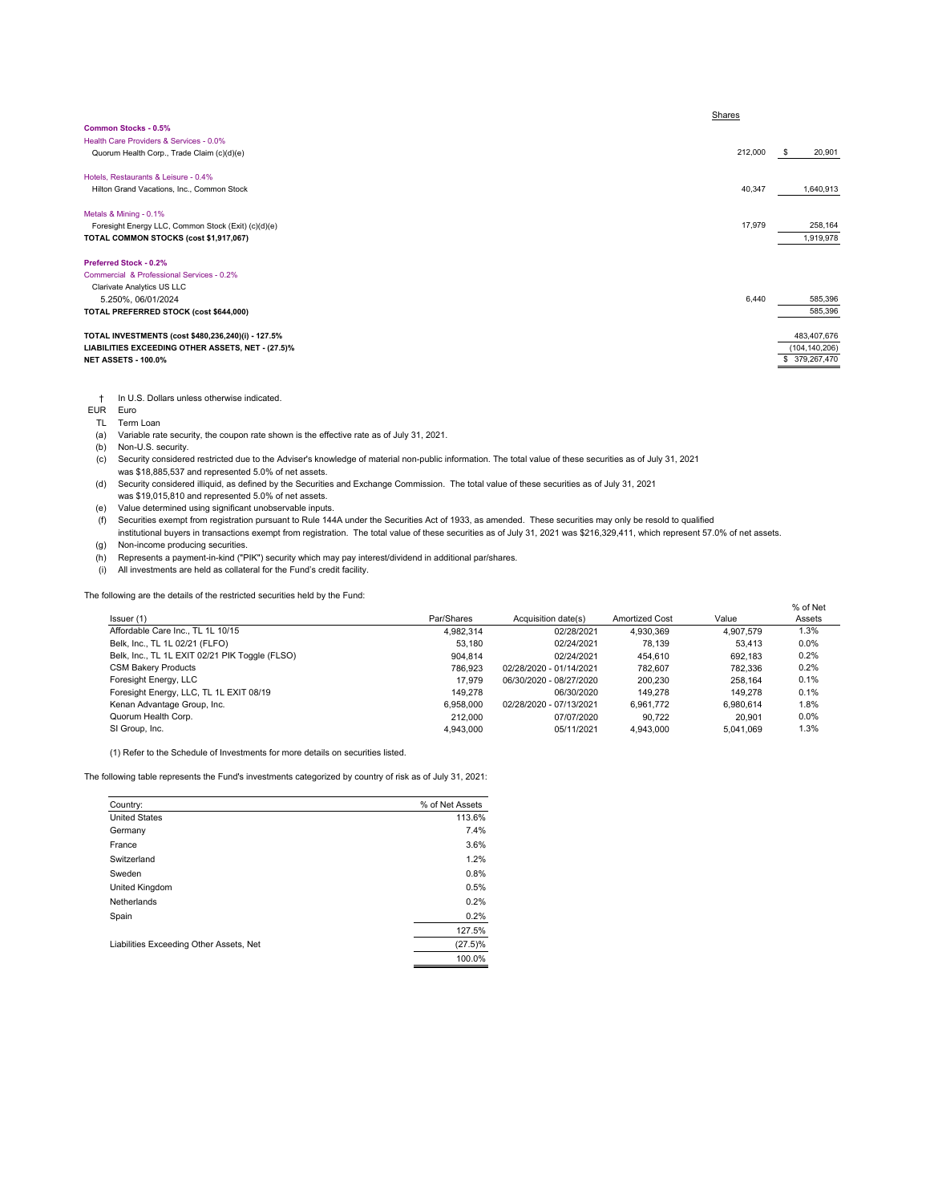| | Shares | Value |
|---|---|---|
| **Common Stocks - 0.5%** | | |
| Health Care Providers & Services - 0.0% | | |
| Quorum Health Corp., Trade Claim (c)(d)(e) | 212,000 | $ 20,901 |
| Hotels, Restaurants & Leisure - 0.4% | | |
| Hilton Grand Vacations, Inc., Common Stock | 40,347 | 1,640,913 |
| Metals & Mining - 0.1% | | |
| Foresight Energy LLC, Common Stock (Exit) (c)(d)(e) | 17,979 | 258,164 |
| **TOTAL COMMON STOCKS (cost $1,917,067)** | | 1,919,978 |
| **Preferred Stock - 0.2%** | | |
| Commercial & Professional Services - 0.2% | | |
| Clarivate Analytics US LLC | | |
| 5.250%, 06/01/2024 | 6,440 | 585,396 |
| **TOTAL PREFERRED STOCK (cost $644,000)** | | 585,396 |
| **TOTAL INVESTMENTS (cost $480,236,240)(i) - 127.5%** | | 483,407,676 |
| **LIABILITIES EXCEEDING OTHER ASSETS, NET - (27.5)%** | | (104,140,206) |
| **NET ASSETS - 100.0%** | | $ 379,267,470 |

† In U.S. Dollars unless otherwise indicated.
EUR Euro
TL Term Loan
(a) Variable rate security, the coupon rate shown is the effective rate as of July 31, 2021.
(b) Non-U.S. security.
(c) Security considered restricted due to the Adviser's knowledge of material non-public information. The total value of these securities as of July 31, 2021 was $18,885,537 and represented 5.0% of net assets.
(d) Security considered illiquid, as defined by the Securities and Exchange Commission. The total value of these securities as of July 31, 2021 was $19,015,810 and represented 5.0% of net assets.
(e) Value determined using significant unobservable inputs.
(f) Securities exempt from registration pursuant to Rule 144A under the Securities Act of 1933, as amended. These securities may only be resold to qualified institutional buyers in transactions exempt from registration. The total value of these securities as of July 31, 2021 was $216,329,411, which represent 57.0% of net assets.
(g) Non-income producing securities.
(h) Represents a payment-in-kind ("PIK") security which may pay interest/dividend in additional par/shares.
(i) All investments are held as collateral for the Fund's credit facility.

The following are the details of the restricted securities held by the Fund:

| Issuer (1) | Par/Shares | Acquisition date(s) | Amortized Cost | Value | % of Net Assets |
|---|---|---|---|---|---|
| Affordable Care Inc., TL 1L 10/15 | 4,982,314 | 02/28/2021 | 4,930,369 | 4,907,579 | 1.3% |
| Belk, Inc., TL 1L 02/21 (FLFO) | 53,180 | 02/24/2021 | 78,139 | 53,413 | 0.0% |
| Belk, Inc., TL 1L EXIT 02/21 PIK Toggle (FLSO) | 904,814 | 02/24/2021 | 454,610 | 692,183 | 0.2% |
| CSM Bakery Products | 786,923 | 02/28/2020 - 01/14/2021 | 782,607 | 782,336 | 0.2% |
| Foresight Energy, LLC | 17,979 | 06/30/2020 - 08/27/2020 | 200,230 | 258,164 | 0.1% |
| Foresight Energy, LLC, TL 1L EXIT 08/19 | 149,278 | 06/30/2020 | 149,278 | 149,278 | 0.1% |
| Kenan Advantage Group, Inc. | 6,958,000 | 02/28/2020 - 07/13/2021 | 6,961,772 | 6,980,614 | 1.8% |
| Quorum Health Corp. | 212,000 | 07/07/2020 | 90,722 | 20,901 | 0.0% |
| SI Group, Inc. | 4,943,000 | 05/11/2021 | 4,943,000 | 5,041,069 | 1.3% |

(1) Refer to the Schedule of Investments for more details on securities listed.

The following table represents the Fund's investments categorized by country of risk as of July 31, 2021:

| Country: | % of Net Assets |
|---|---|
| United States | 113.6% |
| Germany | 7.4% |
| France | 3.6% |
| Switzerland | 1.2% |
| Sweden | 0.8% |
| United Kingdom | 0.5% |
| Netherlands | 0.2% |
| Spain | 0.2% |
| | 127.5% |
| Liabilities Exceeding Other Assets, Net | (27.5)% |
| | 100.0% |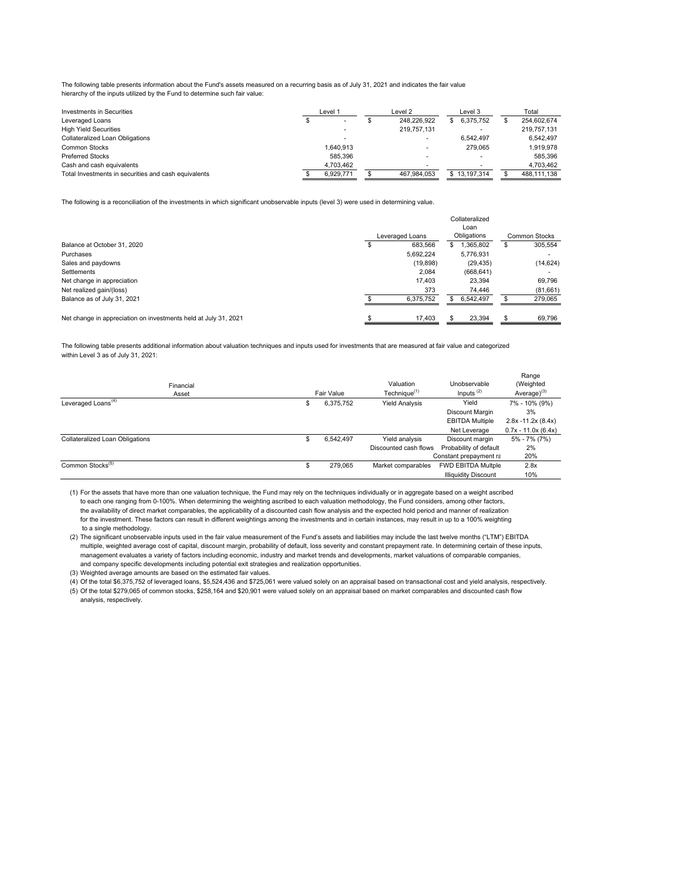The following table presents information about the Fund's assets measured on a recurring basis as of July 31, 2021 and indicates the fair value hierarchy of the inputs utilized by the Fund to determine such fair value:

| Investments in Securities | Level 1 | Level 2 | Level 3 | Total |
|---|---|---|---|---|
| Leveraged Loans | $ - | $ 248,226,922 | $ 6,375,752 | $ 254,602,674 |
| High Yield Securities | - | 219,757,131 | - | 219,757,131 |
| Collateralized Loan Obligations | - | - | 6,542,497 | 6,542,497 |
| Common Stocks | 1,640,913 | - | 279,065 | 1,919,978 |
| Preferred Stocks | 585,396 | - | - | 585,396 |
| Cash and cash equivalents | 4,703,462 | - | - | 4,703,462 |
| Total Investments in securities and cash equivalents | $ 6,929,771 | $ 467,984,053 | $ 13,197,314 | $ 488,111,138 |

The following is a reconciliation of the investments in which significant unobservable inputs (level 3) were used in determining value.

| | Leveraged Loans | Collateralized Loan Obligations | Common Stocks |
|---|---|---|---|
| Balance at October 31, 2020 | $ 683,566 | $ 1,365,802 | $ 305,554 |
| Purchases | 5,692,224 | 5,776,931 | - |
| Sales and paydowns | (19,898) | (29,435) | (14,624) |
| Settlements | 2,084 | (668,641) | - |
| Net change in appreciation | 17,403 | 23,394 | 69,796 |
| Net realized gain/(loss) | 373 | 74,446 | (81,661) |
| Balance as of July 31, 2021 | $ 6,375,752 | $ 6,542,497 | $ 279,065 |
| | | | |
| Net change in appreciation on investments held at July 31, 2021 | $ 17,403 | $ 23,394 | $ 69,796 |

The following table presents additional information about valuation techniques and inputs used for investments that are measured at fair value and categorized within Level 3 as of July 31, 2021:

| Financial Asset | Fair Value | Valuation Technique[1] | Unobservable Inputs [2] | Range (Weighted Average)[3] |
|---|---|---|---|---|
| Leveraged Loans[4] | $ 6,375,752 | Yield Analysis | Yield | 7% - 10% (9%) |
| | | | Discount Margin | 3% |
| | | | EBITDA Multiple | 2.8x -11.2x (8.4x) |
| | | | Net Leverage | 0.7x - 11.0x (6.4x) |
| Collateralized Loan Obligations | $ 6,542,497 | Yield analysis | Discount margin | 5% - 7% (7%) |
| | | Discounted cash flows | Probability of default | 2% |
| | | | Constant prepayment ra | 20% |
| Common Stocks[5] | $ 279,065 | Market comparables | FWD EBITDA Multple | 2.8x |
| | | | Illiquidity Discount | 10% |

(1) For the assets that have more than one valuation technique, the Fund may rely on the techniques individually or in aggregate based on a weight ascribed to each one ranging from 0-100%. When determining the weighting ascribed to each valuation methodology, the Fund considers, among other factors, the availability of direct market comparables, the applicability of a discounted cash flow analysis and the expected hold period and manner of realization for the investment. These factors can result in different weightings among the investments and in certain instances, may result in up to a 100% weighting to a single methodology.

(2) The significant unobservable inputs used in the fair value measurement of the Fund's assets and liabilities may include the last twelve months ("LTM") EBITDA multiple, weighted average cost of capital, discount margin, probability of default, loss severity and constant prepayment rate. In determining certain of these inputs, management evaluates a variety of factors including economic, industry and market trends and developments, market valuations of comparable companies, and company specific developments including potential exit strategies and realization opportunities.

(3) Weighted average amounts are based on the estimated fair values.

(4) Of the total $6,375,752 of leveraged loans, $5,524,436 and $725,061 were valued solely on an appraisal based on transactional cost and yield analysis, respectively.

(5) Of the total $279,065 of common stocks, $258,164 and $20,901 were valued solely on an appraisal based on market comparables and discounted cash flow analysis, respectively.